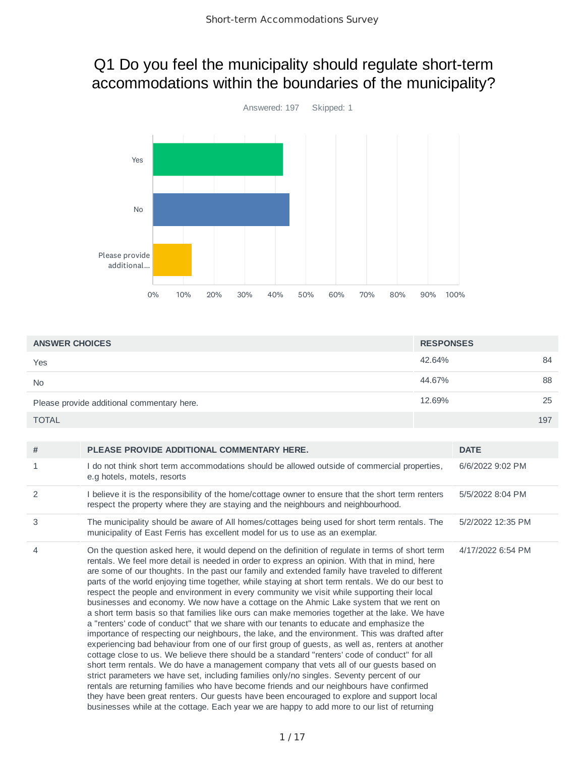# Q1 Do you feel the municipality should regulate short-term accommodations within the boundaries of the municipality?

Answered: 197    Skipped: 1

| ANSWER CHOICES | RESPONSES | |
|---|---|---|
| Yes | 42.64% | 84 |
| No | 44.67% | 88 |
| Please provide additional commentary here. | 12.69% | 25 |
| TOTAL | | 197 |

| # | PLEASE PROVIDE ADDITIONAL COMMENTARY HERE. | DATE |
|---|---|---|
| 1 | I do not think short term accommodations should be allowed outside of commercial properties, e.g hotels, motels, resorts | 6/6/2022 9:02 PM |
| 2 | I believe it is the responsibility of the home/cottage owner to ensure that the short term renters respect the property where they are staying and the neighbours and neighbourhood. | 5/5/2022 8:04 PM |
| 3 | The municipality should be aware of All homes/cottages being used for short term rentals. The municipality of East Ferris has excellent model for us to use as an exemplar. | 5/2/2022 12:35 PM |
| 4 | On the question asked here, it would depend on the definition of regulate in terms of short term rentals. We feel more detail is needed in order to express an opinion. With that in mind, here are some of our thoughts. In the past our family and extended family have traveled to different parts of the world enjoying time together, while staying at short term rentals. We do our best to respect the people and environment in every community we visit while supporting their local businesses and economy. We now have a cottage on the Ahmic Lake system that we rent on a short term basis so that families like ours can make memories together at the lake. We have a "renters' code of conduct" that we share with our tenants to educate and emphasize the importance of respecting our neighbours, the lake, and the environment. This was drafted after experiencing bad behaviour from one of our first group of guests, as well as, renters at another cottage close to us. We believe there should be a standard "renters' code of conduct" for all short term rentals. We do have a management company that vets all of our guests based on strict parameters we have set, including families only/no singles. Seventy percent of our rentals are returning families who have become friends and our neighbours have confirmed they have been great renters. Our guests have been encouraged to explore and support local businesses while at the cottage. Each year we are happy to add more to our list of returning | 4/17/2022 6:54 PM |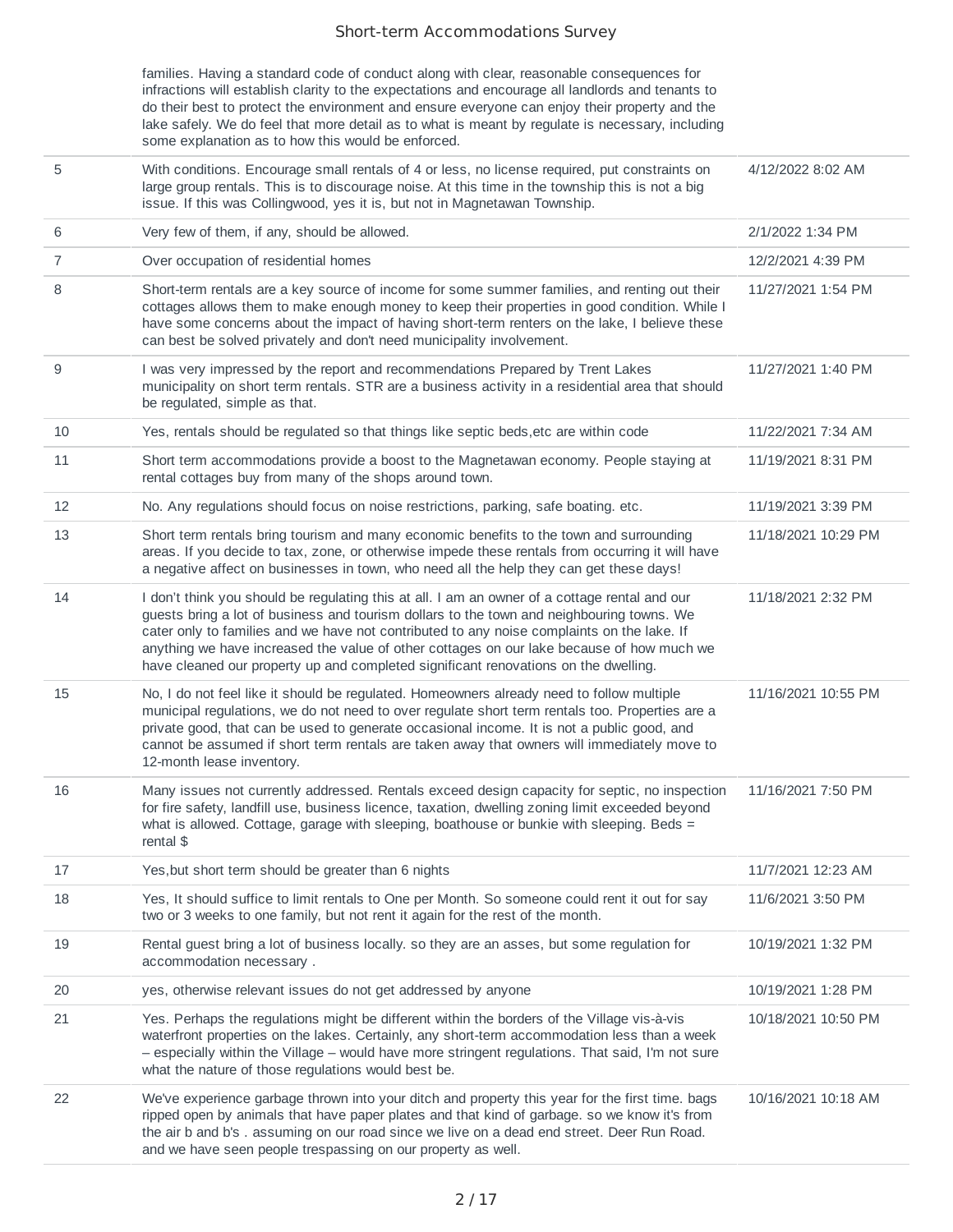| | | |
|---|---|---|
| | families. Having a standard code of conduct along with clear, reasonable consequences for infractions will establish clarity to the expectations and encourage all landlords and tenants to do their best to protect the environment and ensure everyone can enjoy their property and the lake safely. We do feel that more detail as to what is meant by regulate is necessary, including some explanation as to how this would be enforced. | |
| 5 | With conditions. Encourage small rentals of 4 or less, no license required, put constraints on large group rentals. This is to discourage noise. At this time in the township this is not a big issue. If this was Collingwood, yes it is, but not in Magnetawan Township. | 4/12/2022 8:02 AM |
| 6 | Very few of them, if any, should be allowed. | 2/1/2022 1:34 PM |
| 7 | Over occupation of residential homes | 12/2/2021 4:39 PM |
| 8 | Short-term rentals are a key source of income for some summer families, and renting out their cottages allows them to make enough money to keep their properties in good condition. While I have some concerns about the impact of having short-term renters on the lake, I believe these can best be solved privately and don't need municipality involvement. | 11/27/2021 1:54 PM |
| 9 | I was very impressed by the report and recommendations Prepared by Trent Lakes municipality on short term rentals. STR are a business activity in a residential area that should be regulated, simple as that. | 11/27/2021 1:40 PM |
| 10 | Yes, rentals should be regulated so that things like septic beds,etc are within code | 11/22/2021 7:34 AM |
| 11 | Short term accommodations provide a boost to the Magnetawan economy. People staying at rental cottages buy from many of the shops around town. | 11/19/2021 8:31 PM |
| 12 | No. Any regulations should focus on noise restrictions, parking, safe boating. etc. | 11/19/2021 3:39 PM |
| 13 | Short term rentals bring tourism and many economic benefits to the town and surrounding areas. If you decide to tax, zone, or otherwise impede these rentals from occurring it will have a negative affect on businesses in town, who need all the help they can get these days! | 11/18/2021 10:29 PM |
| 14 | I don't think you should be regulating this at all. I am an owner of a cottage rental and our guests bring a lot of business and tourism dollars to the town and neighbouring towns. We cater only to families and we have not contributed to any noise complaints on the lake. If anything we have increased the value of other cottages on our lake because of how much we have cleaned our property up and completed significant renovations on the dwelling. | 11/18/2021 2:32 PM |
| 15 | No, I do not feel like it should be regulated. Homeowners already need to follow multiple municipal regulations, we do not need to over regulate short term rentals too. Properties are a private good, that can be used to generate occasional income. It is not a public good, and cannot be assumed if short term rentals are taken away that owners will immediately move to 12-month lease inventory. | 11/16/2021 10:55 PM |
| 16 | Many issues not currently addressed. Rentals exceed design capacity for septic, no inspection for fire safety, landfill use, business licence, taxation, dwelling zoning limit exceeded beyond what is allowed. Cottage, garage with sleeping, boathouse or bunkie with sleeping. Beds = rental $ | 11/16/2021 7:50 PM |
| 17 | Yes,but short term should be greater than 6 nights | 11/7/2021 12:23 AM |
| 18 | Yes, It should suffice to limit rentals to One per Month. So someone could rent it out for say two or 3 weeks to one family, but not rent it again for the rest of the month. | 11/6/2021 3:50 PM |
| 19 | Rental guest bring a lot of business locally. so they are an asses, but some regulation for accommodation necessary . | 10/19/2021 1:32 PM |
| 20 | yes, otherwise relevant issues do not get addressed by anyone | 10/19/2021 1:28 PM |
| 21 | Yes. Perhaps the regulations might be different within the borders of the Village vis-à-vis waterfront properties on the lakes. Certainly, any short-term accommodation less than a week – especially within the Village – would have more stringent regulations. That said, I'm not sure what the nature of those regulations would best be. | 10/18/2021 10:50 PM |
| 22 | We've experience garbage thrown into your ditch and property this year for the first time. bags ripped open by animals that have paper plates and that kind of garbage. so we know it's from the air b and b's . assuming on our road since we live on a dead end street. Deer Run Road. and we have seen people trespassing on our property as well. | 10/16/2021 10:18 AM |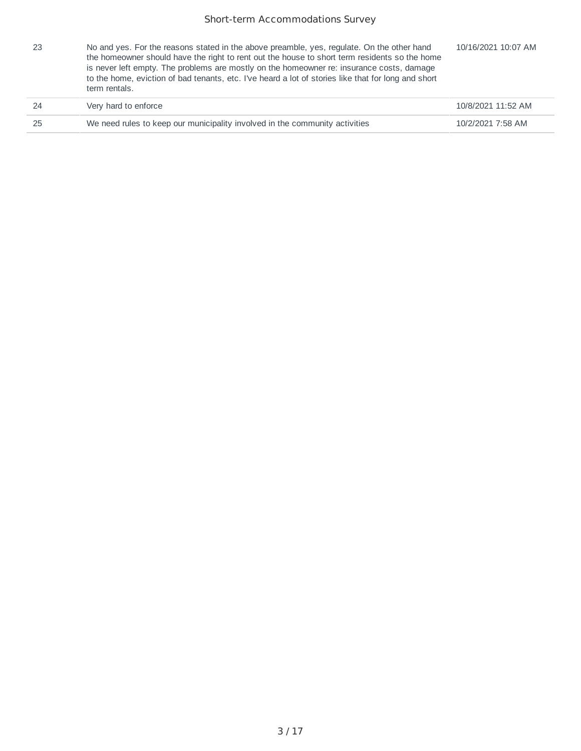| | | |
|---|---|---|
| 23 | No and yes. For the reasons stated in the above preamble, yes, regulate. On the other hand the homeowner should have the right to rent out the house to short term residents so the home is never left empty. The problems are mostly on the homeowner re: insurance costs, damage to the home, eviction of bad tenants, etc. I've heard a lot of stories like that for long and short term rentals. | 10/16/2021 10:07 AM |
| 24 | Very hard to enforce | 10/8/2021 11:52 AM |
| 25 | We need rules to keep our municipality involved in the community activities | 10/2/2021 7:58 AM |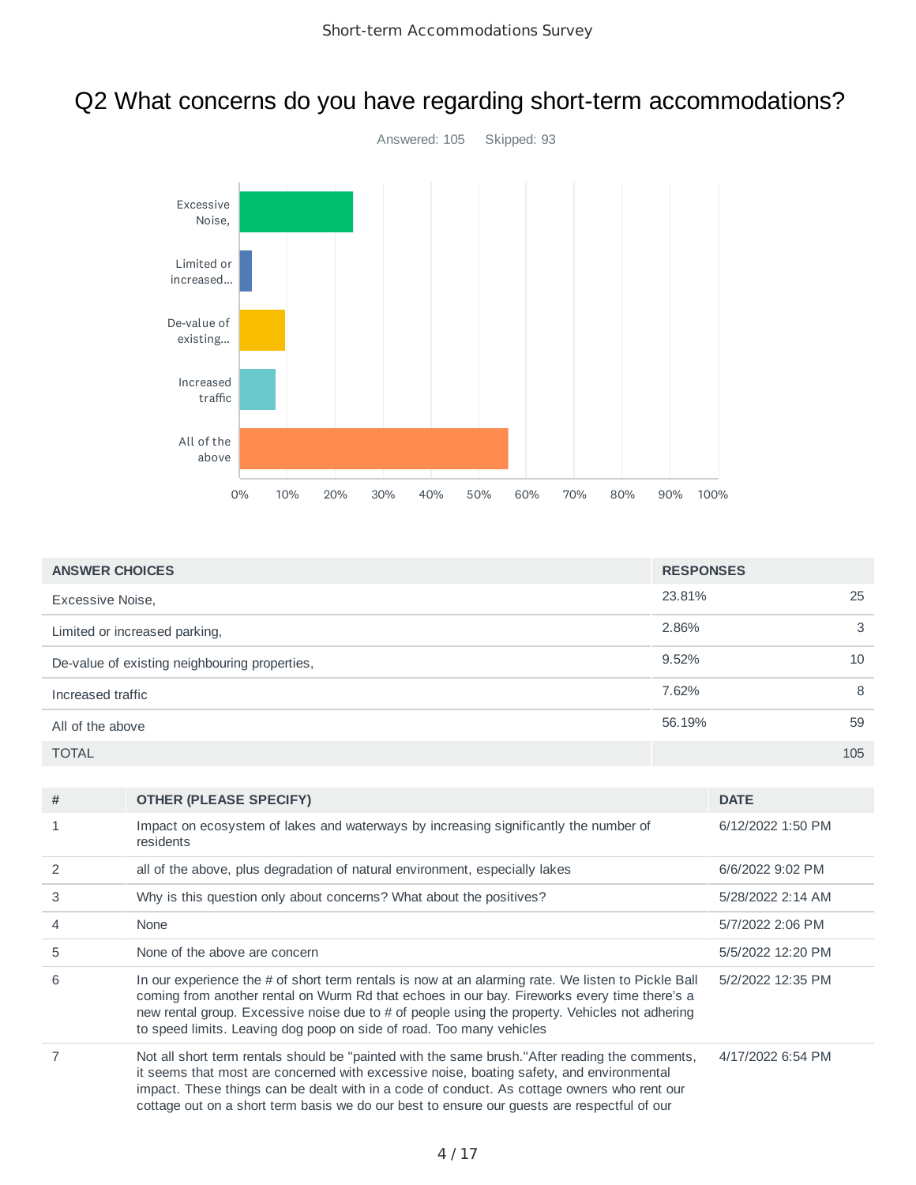# Q2 What concerns do you have regarding short-term accommodations?

Answered: 105    Skipped: 93

| ANSWER CHOICES | RESPONSES | |
|---|---|---|
| Excessive Noise, | 23.81% | 25 |
| Limited or increased parking, | 2.86% | 3 |
| De-value of existing neighbouring properties, | 9.52% | 10 |
| Increased traffic | 7.62% | 8 |
| All of the above | 56.19% | 59 |
| TOTAL | | 105 |

| # | OTHER (PLEASE SPECIFY) | DATE |
|---|---|---|
| 1 | Impact on ecosystem of lakes and waterways by increasing significantly the number of residents | 6/12/2022 1:50 PM |
| 2 | all of the above, plus degradation of natural environment, especially lakes | 6/6/2022 9:02 PM |
| 3 | Why is this question only about concerns? What about the positives? | 5/28/2022 2:14 AM |
| 4 | None | 5/7/2022 2:06 PM |
| 5 | None of the above are concern | 5/5/2022 12:20 PM |
| 6 | In our experience the # of short term rentals is now at an alarming rate. We listen to Pickle Ball coming from another rental on Wurm Rd that echoes in our bay. Fireworks every time there's a new rental group. Excessive noise due to # of people using the property. Vehicles not adhering to speed limits. Leaving dog poop on side of road. Too many vehicles | 5/2/2022 12:35 PM |
| 7 | Not all short term rentals should be "painted with the same brush."After reading the comments, it seems that most are concerned with excessive noise, boating safety, and environmental impact. These things can be dealt with in a code of conduct. As cottage owners who rent our cottage out on a short term basis we do our best to ensure our guests are respectful of our | 4/17/2022 6:54 PM |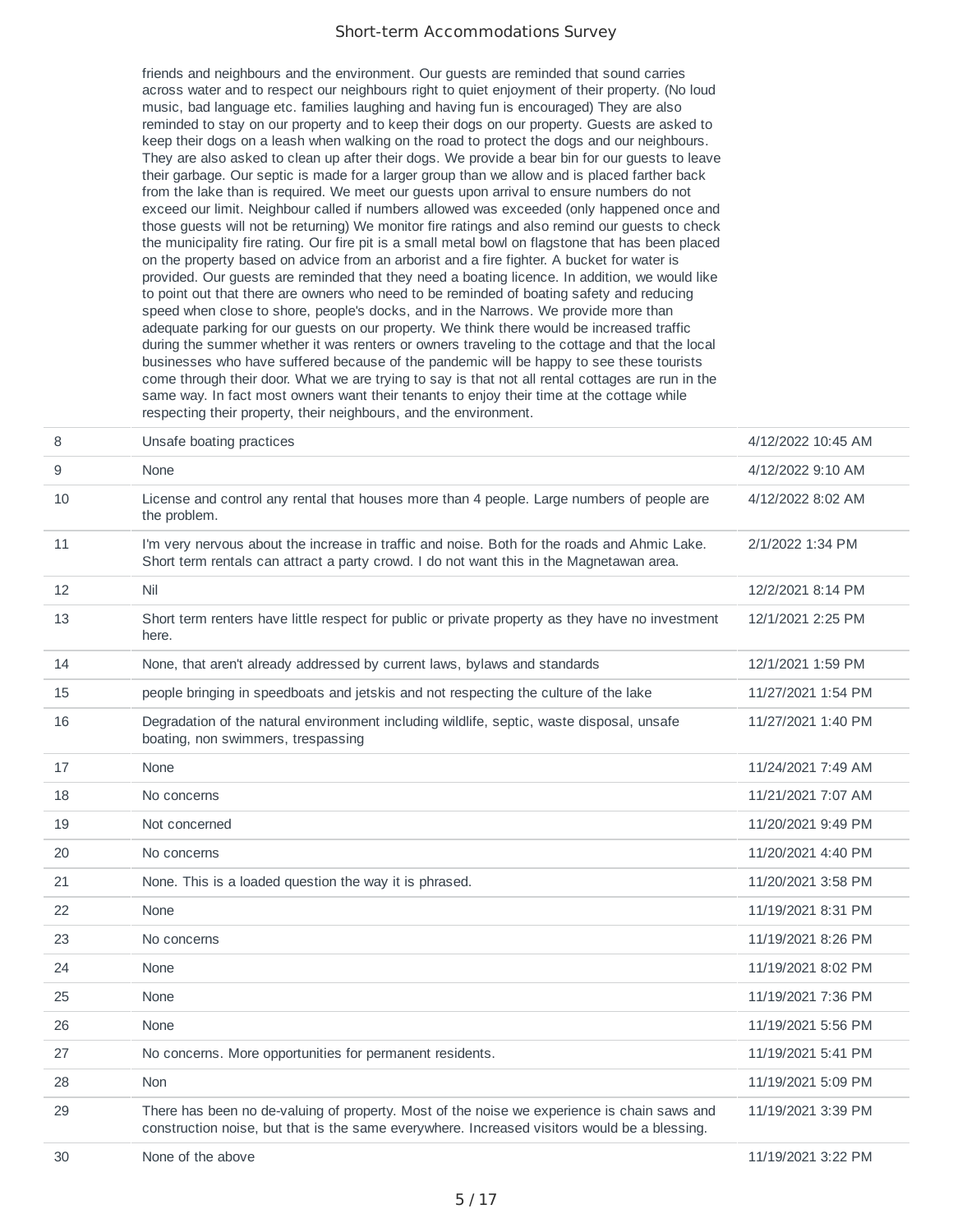friends and neighbours and the environment. Our guests are reminded that sound carries across water and to respect our neighbours right to quiet enjoyment of their property. (No loud music, bad language etc. families laughing and having fun is encouraged) They are also reminded to stay on our property and to keep their dogs on our property. Guests are asked to keep their dogs on a leash when walking on the road to protect the dogs and our neighbours. They are also asked to clean up after their dogs. We provide a bear bin for our guests to leave their garbage. Our septic is made for a larger group than we allow and is placed farther back from the lake than is required. We meet our guests upon arrival to ensure numbers do not exceed our limit. Neighbour called if numbers allowed was exceeded (only happened once and those guests will not be returning) We monitor fire ratings and also remind our guests to check the municipality fire rating. Our fire pit is a small metal bowl on flagstone that has been placed on the property based on advice from an arborist and a fire fighter. A bucket for water is provided. Our guests are reminded that they need a boating licence. In addition, we would like to point out that there are owners who need to be reminded of boating safety and reducing speed when close to shore, people's docks, and in the Narrows. We provide more than adequate parking for our guests on our property. We think there would be increased traffic during the summer whether it was renters or owners traveling to the cottage and that the local businesses who have suffered because of the pandemic will be happy to see these tourists come through their door. What we are trying to say is that not all rental cottages are run in the same way. In fact most owners want their tenants to enjoy their time at the cottage while respecting their property, their neighbours, and the environment.

| | | |
|---|---|---|
| 8 | Unsafe boating practices | 4/12/2022 10:45 AM |
| 9 | None | 4/12/2022 9:10 AM |
| 10 | License and control any rental that houses more than 4 people. Large numbers of people are the problem. | 4/12/2022 8:02 AM |
| 11 | I'm very nervous about the increase in traffic and noise. Both for the roads and Ahmic Lake. Short term rentals can attract a party crowd. I do not want this in the Magnetawan area. | 2/1/2022 1:34 PM |
| 12 | Nil | 12/2/2021 8:14 PM |
| 13 | Short term renters have little respect for public or private property as they have no investment here. | 12/1/2021 2:25 PM |
| 14 | None, that aren't already addressed by current laws, bylaws and standards | 12/1/2021 1:59 PM |
| 15 | people bringing in speedboats and jetskis and not respecting the culture of the lake | 11/27/2021 1:54 PM |
| 16 | Degradation of the natural environment including wildlife, septic, waste disposal, unsafe boating, non swimmers, trespassing | 11/27/2021 1:40 PM |
| 17 | None | 11/24/2021 7:49 AM |
| 18 | No concerns | 11/21/2021 7:07 AM |
| 19 | Not concerned | 11/20/2021 9:49 PM |
| 20 | No concerns | 11/20/2021 4:40 PM |
| 21 | None. This is a loaded question the way it is phrased. | 11/20/2021 3:58 PM |
| 22 | None | 11/19/2021 8:31 PM |
| 23 | No concerns | 11/19/2021 8:26 PM |
| 24 | None | 11/19/2021 8:02 PM |
| 25 | None | 11/19/2021 7:36 PM |
| 26 | None | 11/19/2021 5:56 PM |
| 27 | No concerns. More opportunities for permanent residents. | 11/19/2021 5:41 PM |
| 28 | Non | 11/19/2021 5:09 PM |
| 29 | There has been no de-valuing of property. Most of the noise we experience is chain saws and construction noise, but that is the same everywhere. Increased visitors would be a blessing. | 11/19/2021 3:39 PM |
| 30 | None of the above | 11/19/2021 3:22 PM |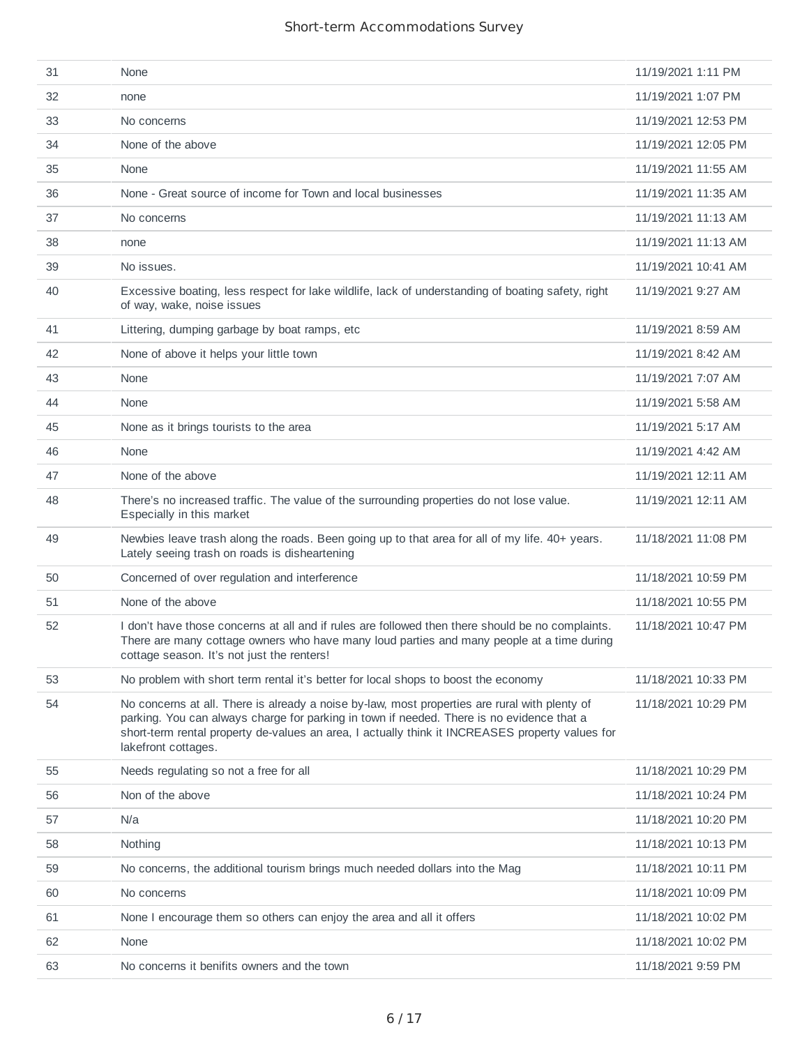| | | |
|---|---|---|
| 31 | None | 11/19/2021 1:11 PM |
| 32 | none | 11/19/2021 1:07 PM |
| 33 | No concerns | 11/19/2021 12:53 PM |
| 34 | None of the above | 11/19/2021 12:05 PM |
| 35 | None | 11/19/2021 11:55 AM |
| 36 | None - Great source of income for Town and local businesses | 11/19/2021 11:35 AM |
| 37 | No concerns | 11/19/2021 11:13 AM |
| 38 | none | 11/19/2021 11:13 AM |
| 39 | No issues. | 11/19/2021 10:41 AM |
| 40 | Excessive boating, less respect for lake wildlife, lack of understanding of boating safety, right of way, wake, noise issues | 11/19/2021 9:27 AM |
| 41 | Littering, dumping garbage by boat ramps, etc | 11/19/2021 8:59 AM |
| 42 | None of above it helps your little town | 11/19/2021 8:42 AM |
| 43 | None | 11/19/2021 7:07 AM |
| 44 | None | 11/19/2021 5:58 AM |
| 45 | None as it brings tourists to the area | 11/19/2021 5:17 AM |
| 46 | None | 11/19/2021 4:42 AM |
| 47 | None of the above | 11/19/2021 12:11 AM |
| 48 | There's no increased traffic. The value of the surrounding properties do not lose value. Especially in this market | 11/19/2021 12:11 AM |
| 49 | Newbies leave trash along the roads. Been going up to that area for all of my life. 40+ years. Lately seeing trash on roads is disheartening | 11/18/2021 11:08 PM |
| 50 | Concerned of over regulation and interference | 11/18/2021 10:59 PM |
| 51 | None of the above | 11/18/2021 10:55 PM |
| 52 | I don't have those concerns at all and if rules are followed then there should be no complaints. There are many cottage owners who have many loud parties and many people at a time during cottage season. It's not just the renters! | 11/18/2021 10:47 PM |
| 53 | No problem with short term rental it's better for local shops to boost the economy | 11/18/2021 10:33 PM |
| 54 | No concerns at all. There is already a noise by-law, most properties are rural with plenty of parking. You can always charge for parking in town if needed. There is no evidence that a short-term rental property de-values an area, I actually think it INCREASES property values for lakefront cottages. | 11/18/2021 10:29 PM |
| 55 | Needs regulating so not a free for all | 11/18/2021 10:29 PM |
| 56 | Non of the above | 11/18/2021 10:24 PM |
| 57 | N/a | 11/18/2021 10:20 PM |
| 58 | Nothing | 11/18/2021 10:13 PM |
| 59 | No concerns, the additional tourism brings much needed dollars into the Mag | 11/18/2021 10:11 PM |
| 60 | No concerns | 11/18/2021 10:09 PM |
| 61 | None I encourage them so others can enjoy the area and all it offers | 11/18/2021 10:02 PM |
| 62 | None | 11/18/2021 10:02 PM |
| 63 | No concerns it benifits owners and the town | 11/18/2021 9:59 PM |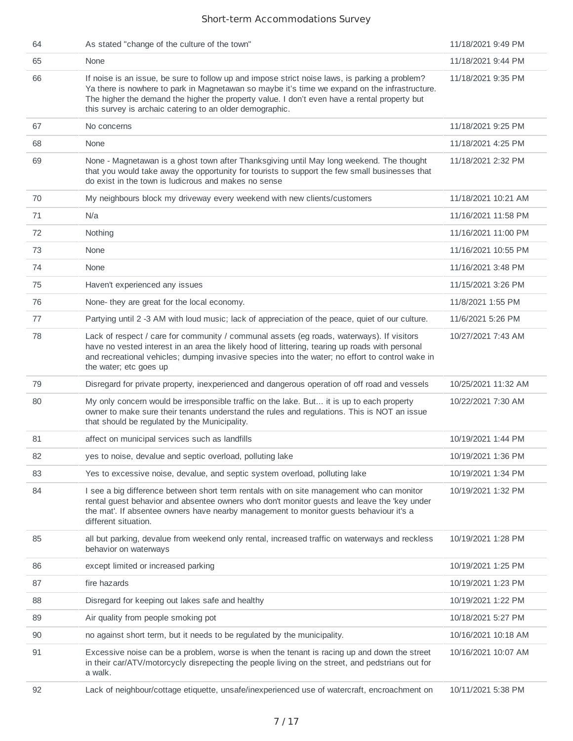| | | |
|---|---|---|
| 64 | As stated "change of the culture of the town" | 11/18/2021 9:49 PM |
| 65 | None | 11/18/2021 9:44 PM |
| 66 | If noise is an issue, be sure to follow up and impose strict noise laws, is parking a problem? Ya there is nowhere to park in Magnetawan so maybe it's time we expand on the infrastructure. The higher the demand the higher the property value. I don't even have a rental property but this survey is archaic catering to an older demographic. | 11/18/2021 9:35 PM |
| 67 | No concerns | 11/18/2021 9:25 PM |
| 68 | None | 11/18/2021 4:25 PM |
| 69 | None - Magnetawan is a ghost town after Thanksgiving until May long weekend. The thought that you would take away the opportunity for tourists to support the few small businesses that do exist in the town is ludicrous and makes no sense | 11/18/2021 2:32 PM |
| 70 | My neighbours block my driveway every weekend with new clients/customers | 11/18/2021 10:21 AM |
| 71 | N/a | 11/16/2021 11:58 PM |
| 72 | Nothing | 11/16/2021 11:00 PM |
| 73 | None | 11/16/2021 10:55 PM |
| 74 | None | 11/16/2021 3:48 PM |
| 75 | Haven't experienced any issues | 11/15/2021 3:26 PM |
| 76 | None- they are great for the local economy. | 11/8/2021 1:55 PM |
| 77 | Partying until 2 -3 AM with loud music; lack of appreciation of the peace, quiet of our culture. | 11/6/2021 5:26 PM |
| 78 | Lack of respect / care for community / communal assets (eg roads, waterways). If visitors have no vested interest in an area the likely hood of littering, tearing up roads with personal and recreational vehicles; dumping invasive species into the water; no effort to control wake in the water; etc goes up | 10/27/2021 7:43 AM |
| 79 | Disregard for private property, inexperienced and dangerous operation of off road and vessels | 10/25/2021 11:32 AM |
| 80 | My only concern would be irresponsible traffic on the lake. But... it is up to each property owner to make sure their tenants understand the rules and regulations. This is NOT an issue that should be regulated by the Municipality. | 10/22/2021 7:30 AM |
| 81 | affect on municipal services such as landfills | 10/19/2021 1:44 PM |
| 82 | yes to noise, devalue and septic overload, polluting lake | 10/19/2021 1:36 PM |
| 83 | Yes to excessive noise, devalue, and septic system overload, polluting lake | 10/19/2021 1:34 PM |
| 84 | I see a big difference between short term rentals with on site management who can monitor rental guest behavior and absentee owners who don't monitor guests and leave the 'key under the mat'. If absentee owners have nearby management to monitor guests behaviour it's a different situation. | 10/19/2021 1:32 PM |
| 85 | all but parking, devalue from weekend only rental, increased traffic on waterways and reckless behavior on waterways | 10/19/2021 1:28 PM |
| 86 | except limited or increased parking | 10/19/2021 1:25 PM |
| 87 | fire hazards | 10/19/2021 1:23 PM |
| 88 | Disregard for keeping out lakes safe and healthy | 10/19/2021 1:22 PM |
| 89 | Air quality from people smoking pot | 10/18/2021 5:27 PM |
| 90 | no against short term, but it needs to be regulated by the municipality. | 10/16/2021 10:18 AM |
| 91 | Excessive noise can be a problem, worse is when the tenant is racing up and down the street in their car/ATV/motorcycly disrepecting the people living on the street, and pedstrians out for a walk. | 10/16/2021 10:07 AM |
| 92 | Lack of neighbour/cottage etiquette, unsafe/inexperienced use of watercraft, encroachment on | 10/11/2021 5:38 PM |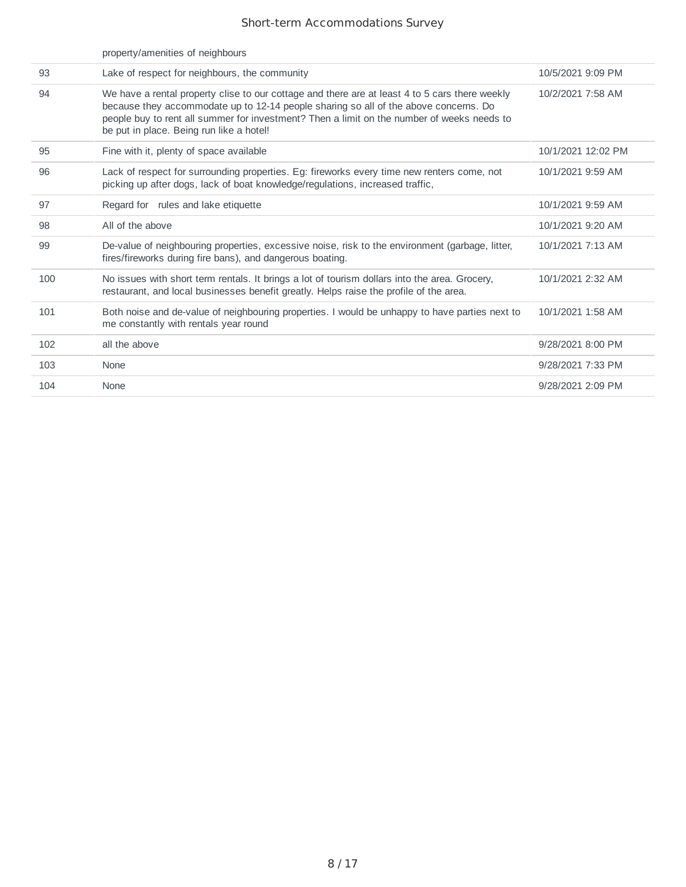| | | |
|---|---|---|
| | property/amenities of neighbours | |
| 93 | Lake of respect for neighbours, the community | 10/5/2021 9:09 PM |
| 94 | We have a rental property clise to our cottage and there are at least 4 to 5 cars there weekly because they accommodate up to 12-14 people sharing so all of the above concerns. Do people buy to rent all summer for investment? Then a limit on the number of weeks needs to be put in place. Being run like a hotel! | 10/2/2021 7:58 AM |
| 95 | Fine with it, plenty of space available | 10/1/2021 12:02 PM |
| 96 | Lack of respect for surrounding properties. Eg: fireworks every time new renters come, not picking up after dogs, lack of boat knowledge/regulations, increased traffic, | 10/1/2021 9:59 AM |
| 97 | Regard for rules and lake etiquette | 10/1/2021 9:59 AM |
| 98 | All of the above | 10/1/2021 9:20 AM |
| 99 | De-value of neighbouring properties, excessive noise, risk to the environment (garbage, litter, fires/fireworks during fire bans), and dangerous boating. | 10/1/2021 7:13 AM |
| 100 | No issues with short term rentals. It brings a lot of tourism dollars into the area. Grocery, restaurant, and local businesses benefit greatly. Helps raise the profile of the area. | 10/1/2021 2:32 AM |
| 101 | Both noise and de-value of neighbouring properties. I would be unhappy to have parties next to me constantly with rentals year round | 10/1/2021 1:58 AM |
| 102 | all the above | 9/28/2021 8:00 PM |
| 103 | None | 9/28/2021 7:33 PM |
| 104 | None | 9/28/2021 2:09 PM |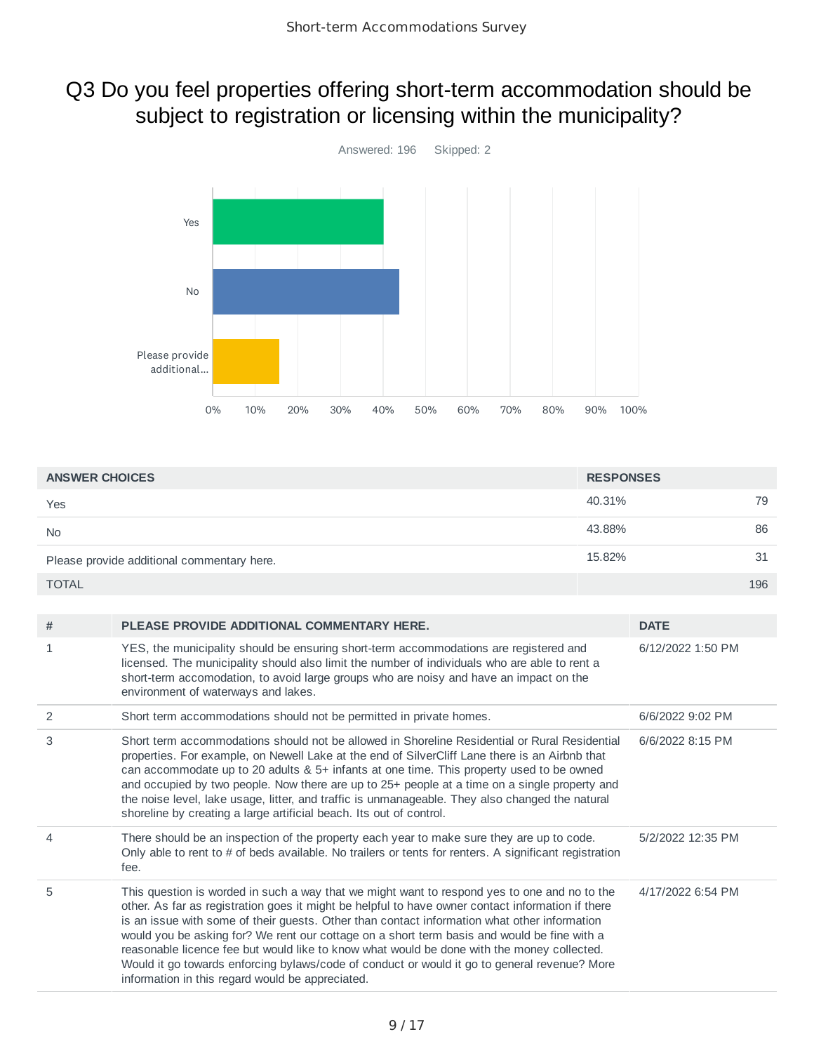# Q3 Do you feel properties offering short-term accommodation should be subject to registration or licensing within the municipality?

Answered: 196 Skipped: 2

| ANSWER CHOICES | RESPONSES | |
|---|---|---|
| Yes | 40.31% | 79 |
| No | 43.88% | 86 |
| Please provide additional commentary here. | 15.82% | 31 |
| TOTAL | | 196 |

| # | PLEASE PROVIDE ADDITIONAL COMMENTARY HERE. | DATE |
|---|---|---|
| 1 | YES, the municipality should be ensuring short-term accommodations are registered and licensed. The municipality should also limit the number of individuals who are able to rent a short-term accomodation, to avoid large groups who are noisy and have an impact on the environment of waterways and lakes. | 6/12/2022 1:50 PM |
| 2 | Short term accommodations should not be permitted in private homes. | 6/6/2022 9:02 PM |
| 3 | Short term accommodations should not be allowed in Shoreline Residential or Rural Residential properties. For example, on Newell Lake at the end of SilverCliff Lane there is an Airbnb that can accommodate up to 20 adults & 5+ infants at one time. This property used to be owned and occupied by two people. Now there are up to 25+ people at a time on a single property and the noise level, lake usage, litter, and traffic is unmanageable. They also changed the natural shoreline by creating a large artificial beach. Its out of control. | 6/6/2022 8:15 PM |
| 4 | There should be an inspection of the property each year to make sure they are up to code. Only able to rent to # of beds available. No trailers or tents for renters. A significant registration fee. | 5/2/2022 12:35 PM |
| 5 | This question is worded in such a way that we might want to respond yes to one and no to the other. As far as registration goes it might be helpful to have owner contact information if there is an issue with some of their guests. Other than contact information what other information would you be asking for? We rent our cottage on a short term basis and would be fine with a reasonable licence fee but would like to know what would be done with the money collected. Would it go towards enforcing bylaws/code of conduct or would it go to general revenue? More information in this regard would be appreciated. | 4/17/2022 6:54 PM |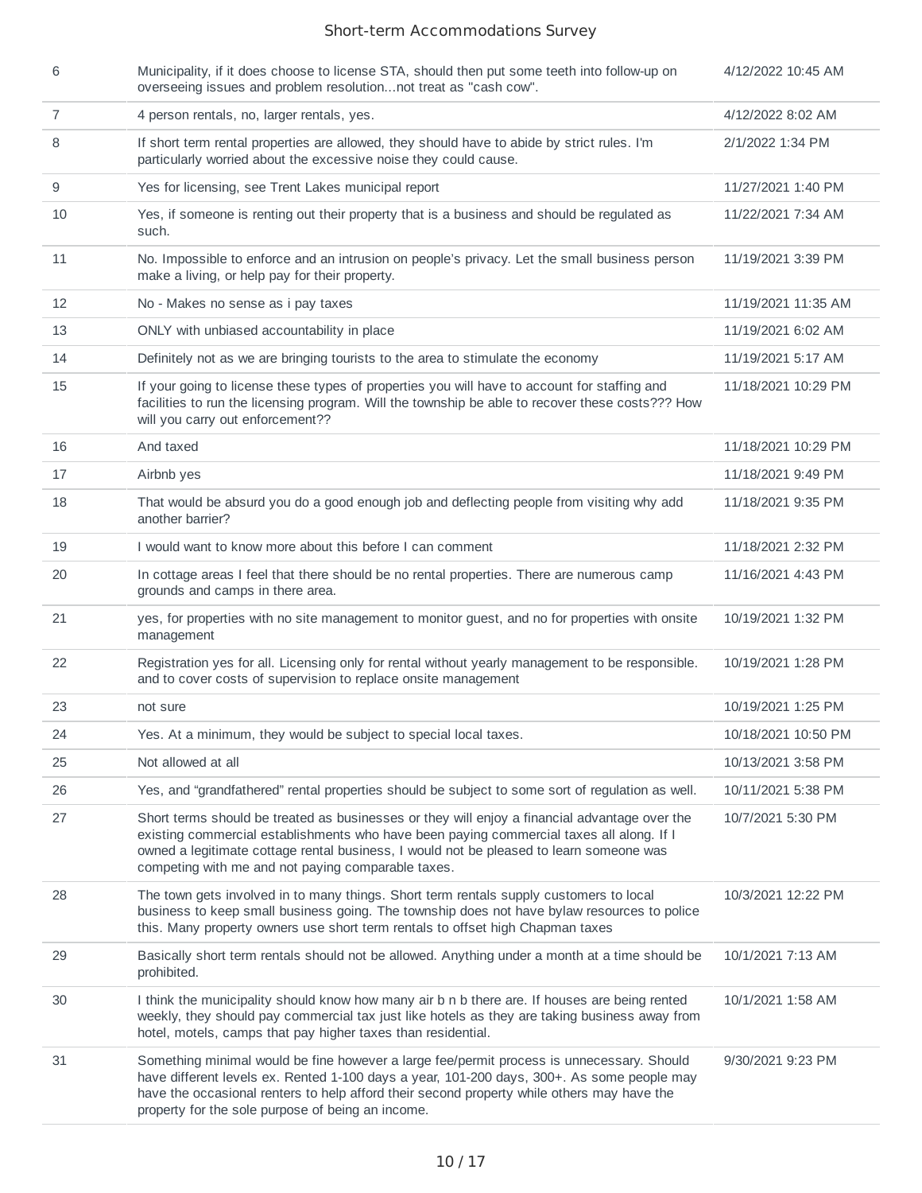| | | |
|---|---|---|
| 6 | Municipality, if it does choose to license STA, should then put some teeth into follow-up on overseeing issues and problem resolution...not treat as "cash cow". | 4/12/2022 10:45 AM |
| 7 | 4 person rentals, no, larger rentals, yes. | 4/12/2022 8:02 AM |
| 8 | If short term rental properties are allowed, they should have to abide by strict rules. I'm particularly worried about the excessive noise they could cause. | 2/1/2022 1:34 PM |
| 9 | Yes for licensing, see Trent Lakes municipal report | 11/27/2021 1:40 PM |
| 10 | Yes, if someone is renting out their property that is a business and should be regulated as such. | 11/22/2021 7:34 AM |
| 11 | No. Impossible to enforce and an intrusion on people's privacy. Let the small business person make a living, or help pay for their property. | 11/19/2021 3:39 PM |
| 12 | No - Makes no sense as i pay taxes | 11/19/2021 11:35 AM |
| 13 | ONLY with unbiased accountability in place | 11/19/2021 6:02 AM |
| 14 | Definitely not as we are bringing tourists to the area to stimulate the economy | 11/19/2021 5:17 AM |
| 15 | If your going to license these types of properties you will have to account for staffing and facilities to run the licensing program. Will the township be able to recover these costs??? How will you carry out enforcement?? | 11/18/2021 10:29 PM |
| 16 | And taxed | 11/18/2021 10:29 PM |
| 17 | Airbnb yes | 11/18/2021 9:49 PM |
| 18 | That would be absurd you do a good enough job and deflecting people from visiting why add another barrier? | 11/18/2021 9:35 PM |
| 19 | I would want to know more about this before I can comment | 11/18/2021 2:32 PM |
| 20 | In cottage areas I feel that there should be no rental properties. There are numerous camp grounds and camps in there area. | 11/16/2021 4:43 PM |
| 21 | yes, for properties with no site management to monitor guest, and no for properties with onsite management | 10/19/2021 1:32 PM |
| 22 | Registration yes for all. Licensing only for rental without yearly management to be responsible. and to cover costs of supervision to replace onsite management | 10/19/2021 1:28 PM |
| 23 | not sure | 10/19/2021 1:25 PM |
| 24 | Yes. At a minimum, they would be subject to special local taxes. | 10/18/2021 10:50 PM |
| 25 | Not allowed at all | 10/13/2021 3:58 PM |
| 26 | Yes, and "grandfathered" rental properties should be subject to some sort of regulation as well. | 10/11/2021 5:38 PM |
| 27 | Short terms should be treated as businesses or they will enjoy a financial advantage over the existing commercial establishments who have been paying commercial taxes all along. If I owned a legitimate cottage rental business, I would not be pleased to learn someone was competing with me and not paying comparable taxes. | 10/7/2021 5:30 PM |
| 28 | The town gets involved in to many things. Short term rentals supply customers to local business to keep small business going. The township does not have bylaw resources to police this. Many property owners use short term rentals to offset high Chapman taxes | 10/3/2021 12:22 PM |
| 29 | Basically short term rentals should not be allowed. Anything under a month at a time should be prohibited. | 10/1/2021 7:13 AM |
| 30 | I think the municipality should know how many air b n b there are. If houses are being rented weekly, they should pay commercial tax just like hotels as they are taking business away from hotel, motels, camps that pay higher taxes than residential. | 10/1/2021 1:58 AM |
| 31 | Something minimal would be fine however a large fee/permit process is unnecessary. Should have different levels ex. Rented 1-100 days a year, 101-200 days, 300+. As some people may have the occasional renters to help afford their second property while others may have the property for the sole purpose of being an income. | 9/30/2021 9:23 PM |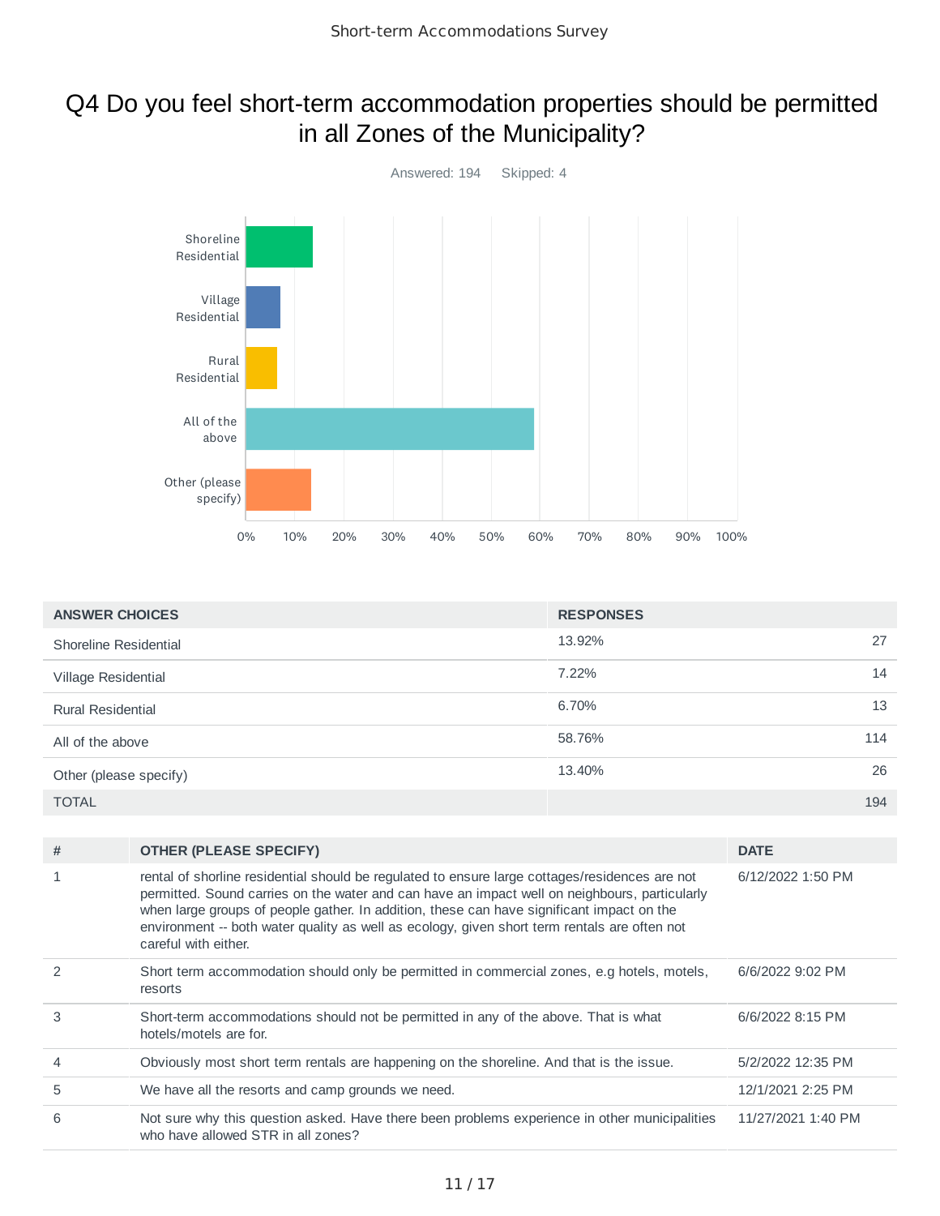# Q4 Do you feel short-term accommodation properties should be permitted in all Zones of the Municipality?

Answered: 194 Skipped: 4

| ANSWER CHOICES | RESPONSES | |
|---|---|---|
| Shoreline Residential | 13.92% | 27 |
| Village Residential | 7.22% | 14 |
| Rural Residential | 6.70% | 13 |
| All of the above | 58.76% | 114 |
| Other (please specify) | 13.40% | 26 |
| TOTAL | | 194 |

| # | OTHER (PLEASE SPECIFY) | DATE |
|---|---|---|
| 1 | rental of shorline residential should be regulated to ensure large cottages/residences are not permitted. Sound carries on the water and can have an impact well on neighbours, particularly when large groups of people gather. In addition, these can have significant impact on the environment -- both water quality as well as ecology, given short term rentals are often not careful with either. | 6/12/2022 1:50 PM |
| 2 | Short term accommodation should only be permitted in commercial zones, e.g hotels, motels, resorts | 6/6/2022 9:02 PM |
| 3 | Short-term accommodations should not be permitted in any of the above. That is what hotels/motels are for. | 6/6/2022 8:15 PM |
| 4 | Obviously most short term rentals are happening on the shoreline. And that is the issue. | 5/2/2022 12:35 PM |
| 5 | We have all the resorts and camp grounds we need. | 12/1/2021 2:25 PM |
| 6 | Not sure why this question asked. Have there been problems experience in other municipalities who have allowed STR in all zones? | 11/27/2021 1:40 PM |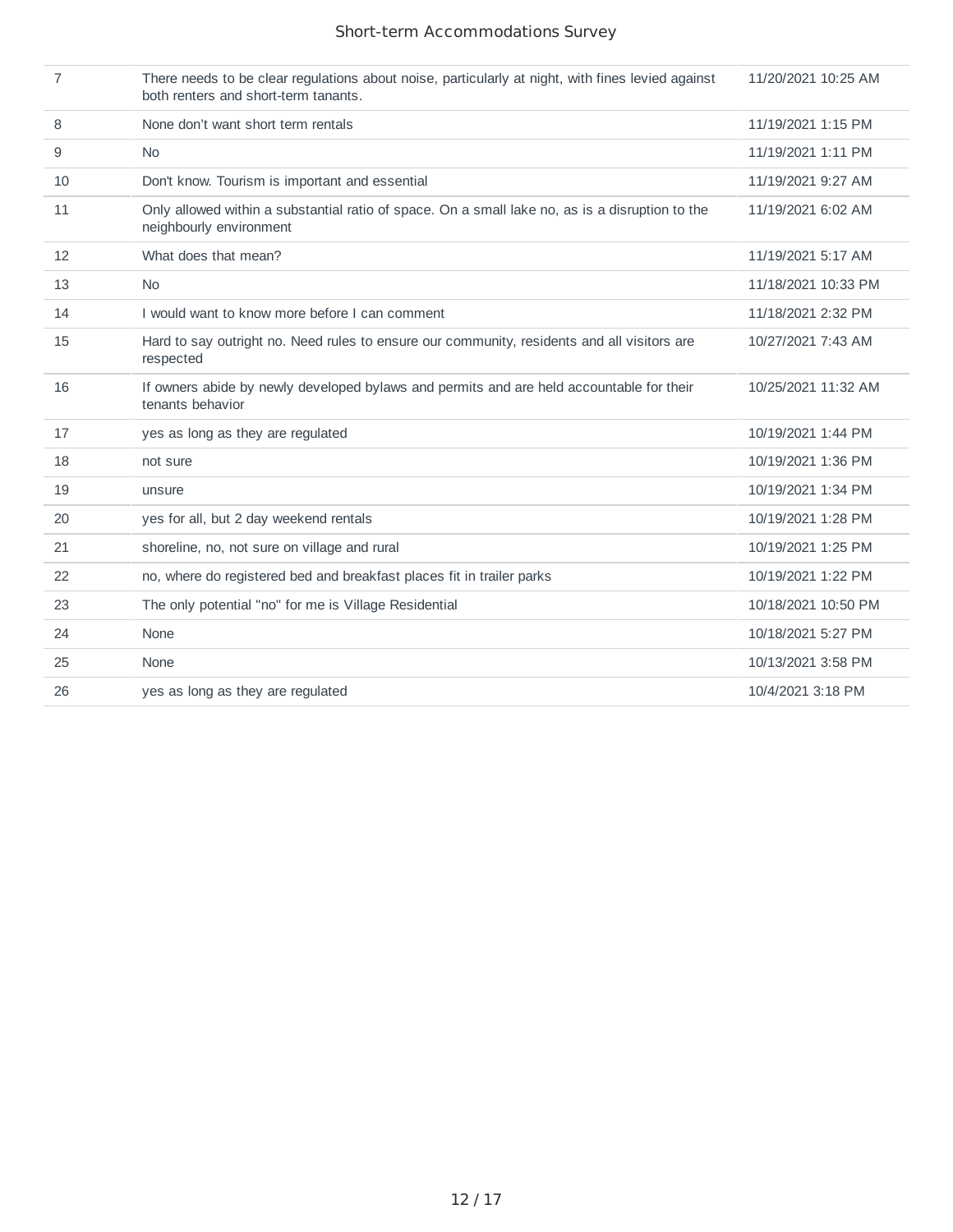| | | |
|---|---|---|
| 7 | There needs to be clear regulations about noise, particularly at night, with fines levied against both renters and short-term tanants. | 11/20/2021 10:25 AM |
| 8 | None don't want short term rentals | 11/19/2021 1:15 PM |
| 9 | No | 11/19/2021 1:11 PM |
| 10 | Don't know. Tourism is important and essential | 11/19/2021 9:27 AM |
| 11 | Only allowed within a substantial ratio of space. On a small lake no, as is a disruption to the neighbourly environment | 11/19/2021 6:02 AM |
| 12 | What does that mean? | 11/19/2021 5:17 AM |
| 13 | No | 11/18/2021 10:33 PM |
| 14 | I would want to know more before I can comment | 11/18/2021 2:32 PM |
| 15 | Hard to say outright no. Need rules to ensure our community, residents and all visitors are respected | 10/27/2021 7:43 AM |
| 16 | If owners abide by newly developed bylaws and permits and are held accountable for their tenants behavior | 10/25/2021 11:32 AM |
| 17 | yes as long as they are regulated | 10/19/2021 1:44 PM |
| 18 | not sure | 10/19/2021 1:36 PM |
| 19 | unsure | 10/19/2021 1:34 PM |
| 20 | yes for all, but 2 day weekend rentals | 10/19/2021 1:28 PM |
| 21 | shoreline, no, not sure on village and rural | 10/19/2021 1:25 PM |
| 22 | no, where do registered bed and breakfast places fit in trailer parks | 10/19/2021 1:22 PM |
| 23 | The only potential "no" for me is Village Residential | 10/18/2021 10:50 PM |
| 24 | None | 10/18/2021 5:27 PM |
| 25 | None | 10/13/2021 3:58 PM |
| 26 | yes as long as they are regulated | 10/4/2021 3:18 PM |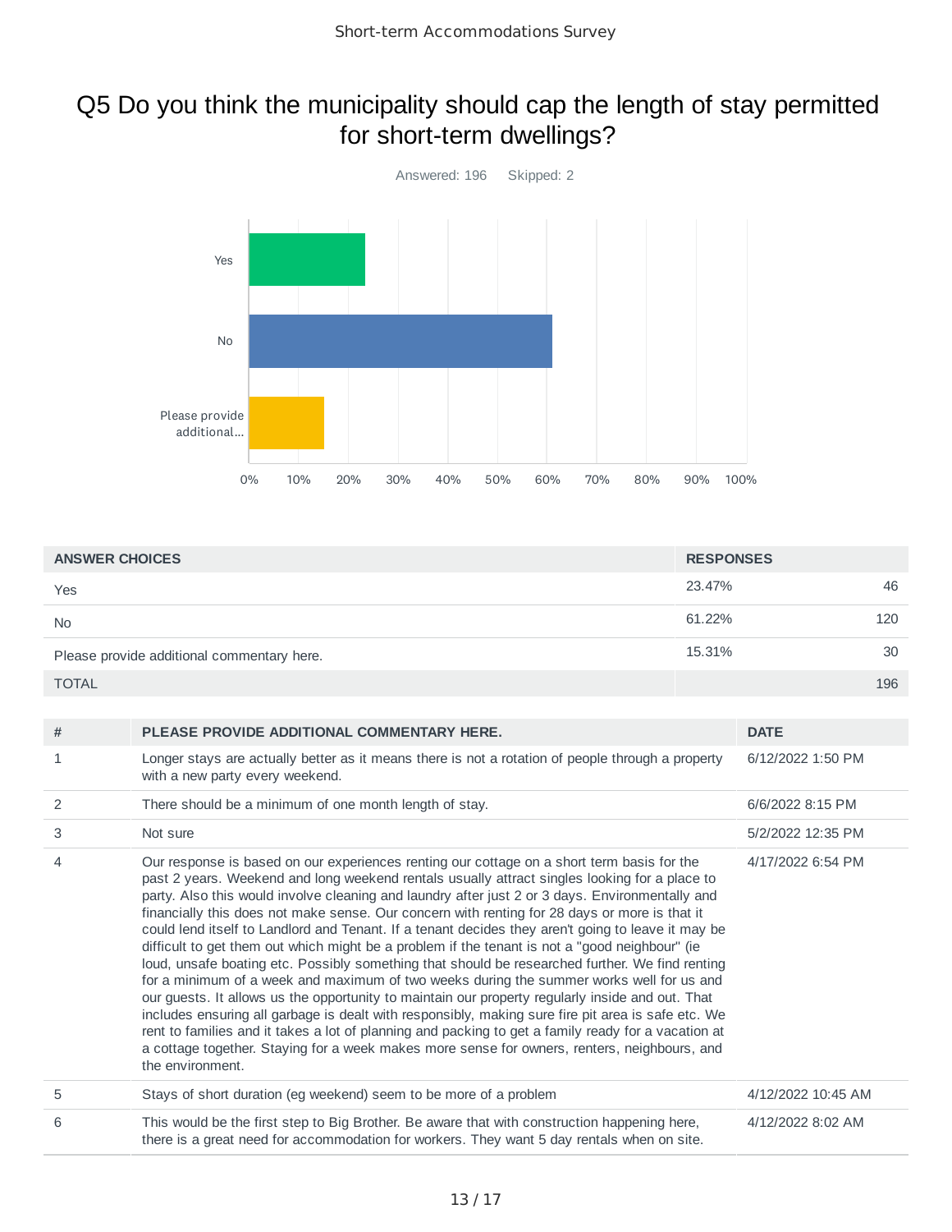# Q5 Do you think the municipality should cap the length of stay permitted for short-term dwellings?

Answered: 196 Skipped: 2

| ANSWER CHOICES | RESPONSES | |
|---|---|---|
| Yes | 23.47% | 46 |
| No | 61.22% | 120 |
| Please provide additional commentary here. | 15.31% | 30 |
| TOTAL | | 196 |

| # | PLEASE PROVIDE ADDITIONAL COMMENTARY HERE. | DATE |
|---|---|---|
| 1 | Longer stays are actually better as it means there is not a rotation of people through a property with a new party every weekend. | 6/12/2022 1:50 PM |
| 2 | There should be a minimum of one month length of stay. | 6/6/2022 8:15 PM |
| 3 | Not sure | 5/2/2022 12:35 PM |
| 4 | Our response is based on our experiences renting our cottage on a short term basis for the past 2 years. Weekend and long weekend rentals usually attract singles looking for a place to party. Also this would involve cleaning and laundry after just 2 or 3 days. Environmentally and financially this does not make sense. Our concern with renting for 28 days or more is that it could lend itself to Landlord and Tenant. If a tenant decides they aren't going to leave it may be difficult to get them out which might be a problem if the tenant is not a "good neighbour" (ie loud, unsafe boating etc. Possibly something that should be researched further. We find renting for a minimum of a week and maximum of two weeks during the summer works well for us and our guests. It allows us the opportunity to maintain our property regularly inside and out. That includes ensuring all garbage is dealt with responsibly, making sure fire pit area is safe etc. We rent to families and it takes a lot of planning and packing to get a family ready for a vacation at a cottage together. Staying for a week makes more sense for owners, renters, neighbours, and the environment. | 4/17/2022 6:54 PM |
| 5 | Stays of short duration (eg weekend) seem to be more of a problem | 4/12/2022 10:45 AM |
| 6 | This would be the first step to Big Brother. Be aware that with construction happening here, there is a great need for accommodation for workers. They want 5 day rentals when on site. | 4/12/2022 8:02 AM |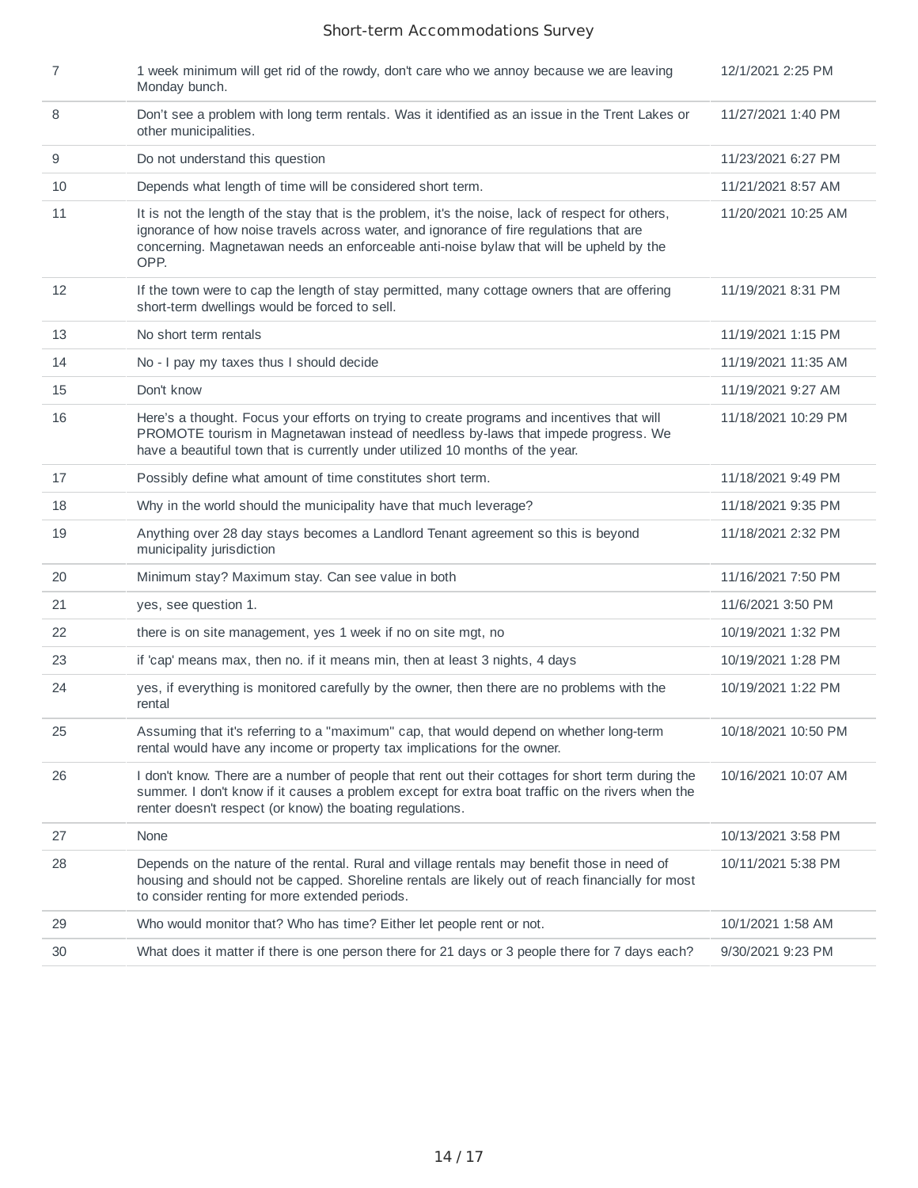| | | |
|---|---|---|
| 7 | 1 week minimum will get rid of the rowdy, don't care who we annoy because we are leaving Monday bunch. | 12/1/2021 2:25 PM |
| 8 | Don't see a problem with long term rentals. Was it identified as an issue in the Trent Lakes or other municipalities. | 11/27/2021 1:40 PM |
| 9 | Do not understand this question | 11/23/2021 6:27 PM |
| 10 | Depends what length of time will be considered short term. | 11/21/2021 8:57 AM |
| 11 | It is not the length of the stay that is the problem, it's the noise, lack of respect for others, ignorance of how noise travels across water, and ignorance of fire regulations that are concerning. Magnetawan needs an enforceable anti-noise bylaw that will be upheld by the OPP. | 11/20/2021 10:25 AM |
| 12 | If the town were to cap the length of stay permitted, many cottage owners that are offering short-term dwellings would be forced to sell. | 11/19/2021 8:31 PM |
| 13 | No short term rentals | 11/19/2021 1:15 PM |
| 14 | No - I pay my taxes thus I should decide | 11/19/2021 11:35 AM |
| 15 | Don't know | 11/19/2021 9:27 AM |
| 16 | Here's a thought. Focus your efforts on trying to create programs and incentives that will PROMOTE tourism in Magnetawan instead of needless by-laws that impede progress. We have a beautiful town that is currently under utilized 10 months of the year. | 11/18/2021 10:29 PM |
| 17 | Possibly define what amount of time constitutes short term. | 11/18/2021 9:49 PM |
| 18 | Why in the world should the municipality have that much leverage? | 11/18/2021 9:35 PM |
| 19 | Anything over 28 day stays becomes a Landlord Tenant agreement so this is beyond municipality jurisdiction | 11/18/2021 2:32 PM |
| 20 | Minimum stay? Maximum stay. Can see value in both | 11/16/2021 7:50 PM |
| 21 | yes, see question 1. | 11/6/2021 3:50 PM |
| 22 | there is on site management, yes 1 week if no on site mgt, no | 10/19/2021 1:32 PM |
| 23 | if 'cap' means max, then no. if it means min, then at least 3 nights, 4 days | 10/19/2021 1:28 PM |
| 24 | yes, if everything is monitored carefully by the owner, then there are no problems with the rental | 10/19/2021 1:22 PM |
| 25 | Assuming that it's referring to a "maximum" cap, that would depend on whether long-term rental would have any income or property tax implications for the owner. | 10/18/2021 10:50 PM |
| 26 | I don't know. There are a number of people that rent out their cottages for short term during the summer. I don't know if it causes a problem except for extra boat traffic on the rivers when the renter doesn't respect (or know) the boating regulations. | 10/16/2021 10:07 AM |
| 27 | None | 10/13/2021 3:58 PM |
| 28 | Depends on the nature of the rental. Rural and village rentals may benefit those in need of housing and should not be capped. Shoreline rentals are likely out of reach financially for most to consider renting for more extended periods. | 10/11/2021 5:38 PM |
| 29 | Who would monitor that? Who has time? Either let people rent or not. | 10/1/2021 1:58 AM |
| 30 | What does it matter if there is one person there for 21 days or 3 people there for 7 days each? | 9/30/2021 9:23 PM |